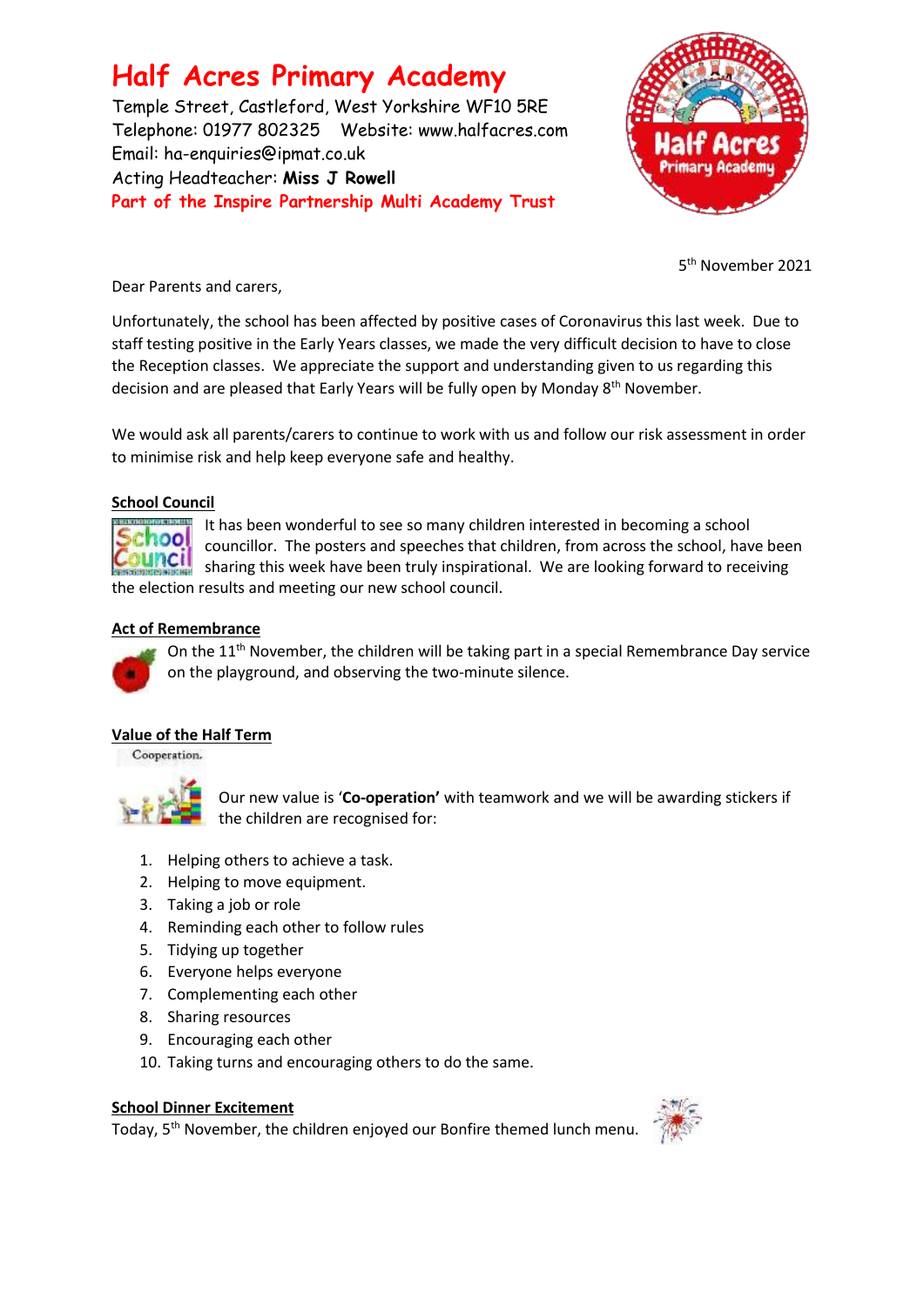# Half Acres Primary Academy

Temple Street, Castleford, West Yorkshire WF10 5RE
Telephone: 01977 802325 Website: www.halfacres.com
Email: ha-enquiries@ipmat.co.uk
Acting Headteacher: **Miss J Rowell**
**Part of the Inspire Partnership Multi Academy Trust**

5th November 2021

Dear Parents and carers,

Unfortunately, the school has been affected by positive cases of Coronavirus this last week. Due to staff testing positive in the Early Years classes, we made the very difficult decision to have to close the Reception classes. We appreciate the support and understanding given to us regarding this decision and are pleased that Early Years will be fully open by Monday 8th November.

We would ask all parents/carers to continue to work with us and follow our risk assessment in order to minimise risk and help keep everyone safe and healthy.

## School Council

It has been wonderful to see so many children interested in becoming a school councillor. The posters and speeches that children, from across the school, have been sharing this week have been truly inspirational. We are looking forward to receiving the election results and meeting our new school council.

## Act of Remembrance

On the 11th November, the children will be taking part in a special Remembrance Day service on the playground, and observing the two-minute silence.

## Value of the Half Term

Cooperation.

Our new value is **'Co-operation'** with teamwork and we will be awarding stickers if the children are recognised for:

1. Helping others to achieve a task.
2. Helping to move equipment.
3. Taking a job or role
4. Reminding each other to follow rules
5. Tidying up together
6. Everyone helps everyone
7. Complementing each other
8. Sharing resources
9. Encouraging each other
10. Taking turns and encouraging others to do the same.

## School Dinner Excitement

Today, 5th November, the children enjoyed our Bonfire themed lunch menu.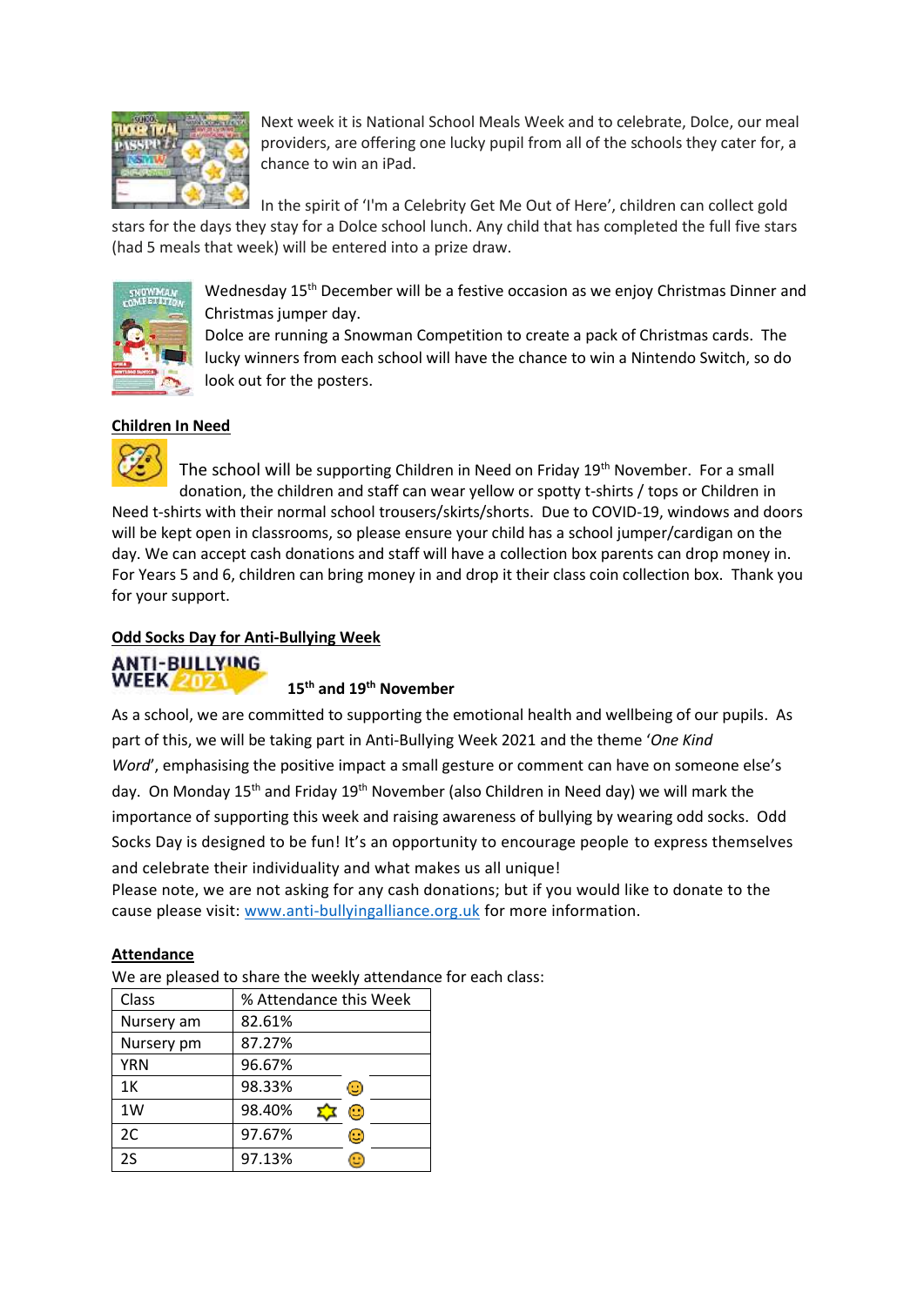Next week it is National School Meals Week and to celebrate, Dolce, our meal providers, are offering one lucky pupil from all of the schools they cater for, a chance to win an iPad.

In the spirit of 'I'm a Celebrity Get Me Out of Here', children can collect gold stars for the days they stay for a Dolce school lunch. Any child that has completed the full five stars (had 5 meals that week) will be entered into a prize draw.

Wednesday 15th December will be a festive occasion as we enjoy Christmas Dinner and Christmas jumper day.
Dolce are running a Snowman Competition to create a pack of Christmas cards. The lucky winners from each school will have the chance to win a Nintendo Switch, so do look out for the posters.

**Children In Need**

The school will be supporting Children in Need on Friday 19th November. For a small donation, the children and staff can wear yellow or spotty t-shirts / tops or Children in Need t-shirts with their normal school trousers/skirts/shorts. Due to COVID-19, windows and doors will be kept open in classrooms, so please ensure your child has a school jumper/cardigan on the day. We can accept cash donations and staff will have a collection box parents can drop money in. For Years 5 and 6, children can bring money in and drop it their class coin collection box. Thank you for your support.

**Odd Socks Day for Anti-Bullying Week**

ANTI-BULLYING WEEK 2021

**15th and 19th November**

As a school, we are committed to supporting the emotional health and wellbeing of our pupils. As part of this, we will be taking part in Anti-Bullying Week 2021 and the theme '*One Kind Word*', emphasising the positive impact a small gesture or comment can have on someone else's day. On Monday 15th and Friday 19th November (also Children in Need day) we will mark the importance of supporting this week and raising awareness of bullying by wearing odd socks. Odd Socks Day is designed to be fun! It's an opportunity to encourage people to express themselves and celebrate their individuality and what makes us all unique!
Please note, we are not asking for any cash donations; but if you would like to donate to the cause please visit: www.anti-bullyingalliance.org.uk for more information.

**Attendance**

We are pleased to share the weekly attendance for each class:

| Class | % Attendance this Week |
|---|---|
| Nursery am | 82.61% |
| Nursery pm | 87.27% |
| YRN | 96.67% |
| 1K | 98.33% 🙂 |
| 1W | 98.40% ⭐ 🙂 |
| 2C | 97.67% 🙂 |
| 2S | 97.13% 🙂 |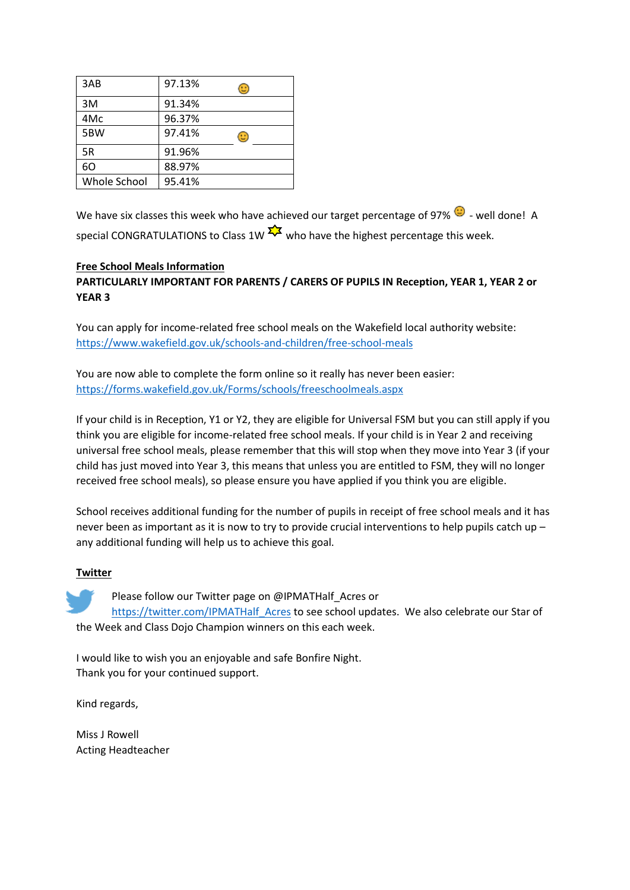| | | |
|---|---|---|
| 3AB | 97.13% | ☺ |
| 3M | 91.34% | |
| 4Mc | 96.37% | |
| 5BW | 97.41% | ☺ |
| 5R | 91.96% | |
| 6O | 88.97% | |
| Whole School | 95.41% | |

We have six classes this week who have achieved our target percentage of 97% ☺ - well done! A special CONGRATULATIONS to Class 1W ☆ who have the highest percentage this week.

**Free School Meals Information**

**PARTICULARLY IMPORTANT FOR PARENTS / CARERS OF PUPILS IN Reception, YEAR 1, YEAR 2 or YEAR 3**

You can apply for income-related free school meals on the Wakefield local authority website: https://www.wakefield.gov.uk/schools-and-children/free-school-meals

You are now able to complete the form online so it really has never been easier: https://forms.wakefield.gov.uk/Forms/schools/freeschoolmeals.aspx

If your child is in Reception, Y1 or Y2, they are eligible for Universal FSM but you can still apply if you think you are eligible for income-related free school meals. If your child is in Year 2 and receiving universal free school meals, please remember that this will stop when they move into Year 3 (if your child has just moved into Year 3, this means that unless you are entitled to FSM, they will no longer received free school meals), so please ensure you have applied if you think you are eligible.

School receives additional funding for the number of pupils in receipt of free school meals and it has never been as important as it is now to try to provide crucial interventions to help pupils catch up – any additional funding will help us to achieve this goal.

**Twitter**

Please follow our Twitter page on @IPMATHalf_Acres or https://twitter.com/IPMATHalf_Acres to see school updates. We also celebrate our Star of the Week and Class Dojo Champion winners on this each week.

I would like to wish you an enjoyable and safe Bonfire Night.
Thank you for your continued support.

Kind regards,

Miss J Rowell
Acting Headteacher